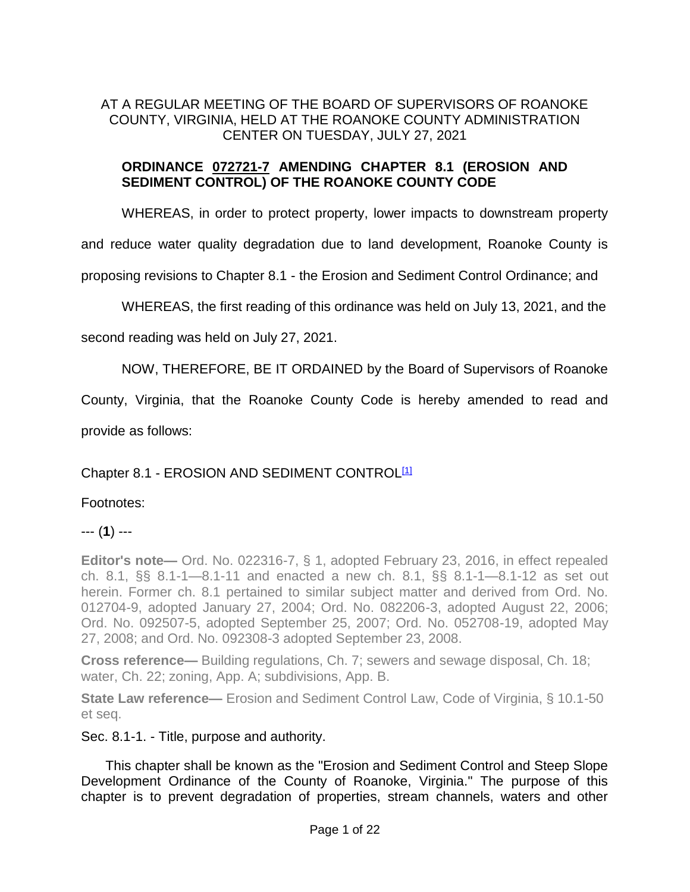AT A REGULAR MEETING OF THE BOARD OF SUPERVISORS OF ROANOKE COUNTY, VIRGINIA, HELD AT THE ROANOKE COUNTY ADMINISTRATION CENTER ON TUESDAY, JULY 27, 2021

**ORDINANCE 072721-7 AMENDING CHAPTER 8.1 (EROSION AND SEDIMENT CONTROL) OF THE ROANOKE COUNTY CODE**

WHEREAS, in order to protect property, lower impacts to downstream property and reduce water quality degradation due to land development, Roanoke County is proposing revisions to Chapter 8.1 - the Erosion and Sediment Control Ordinance; and

WHEREAS, the first reading of this ordinance was held on July 13, 2021, and the second reading was held on July 27, 2021.

NOW, THEREFORE, BE IT ORDAINED by the Board of Supervisors of Roanoke County, Virginia, that the Roanoke County Code is hereby amended to read and provide as follows:

Chapter 8.1 - EROSION AND SEDIMENT CONTROL[1]

Footnotes:

--- (**1**) ---

**Editor's note—** Ord. No. 022316-7, § 1, adopted February 23, 2016, in effect repealed ch. 8.1, §§ 8.1-1—8.1-11 and enacted a new ch. 8.1, §§ 8.1-1—8.1-12 as set out herein. Former ch. 8.1 pertained to similar subject matter and derived from Ord. No. 012704-9, adopted January 27, 2004; Ord. No. 082206-3, adopted August 22, 2006; Ord. No. 092507-5, adopted September 25, 2007; Ord. No. 052708-19, adopted May 27, 2008; and Ord. No. 092308-3 adopted September 23, 2008.

**Cross reference—** Building regulations, Ch. 7; sewers and sewage disposal, Ch. 18; water, Ch. 22; zoning, App. A; subdivisions, App. B.

**State Law reference—** Erosion and Sediment Control Law, Code of Virginia, § 10.1-50 et seq.

Sec. 8.1-1. - Title, purpose and authority.

This chapter shall be known as the "Erosion and Sediment Control and Steep Slope Development Ordinance of the County of Roanoke, Virginia." The purpose of this chapter is to prevent degradation of properties, stream channels, waters and other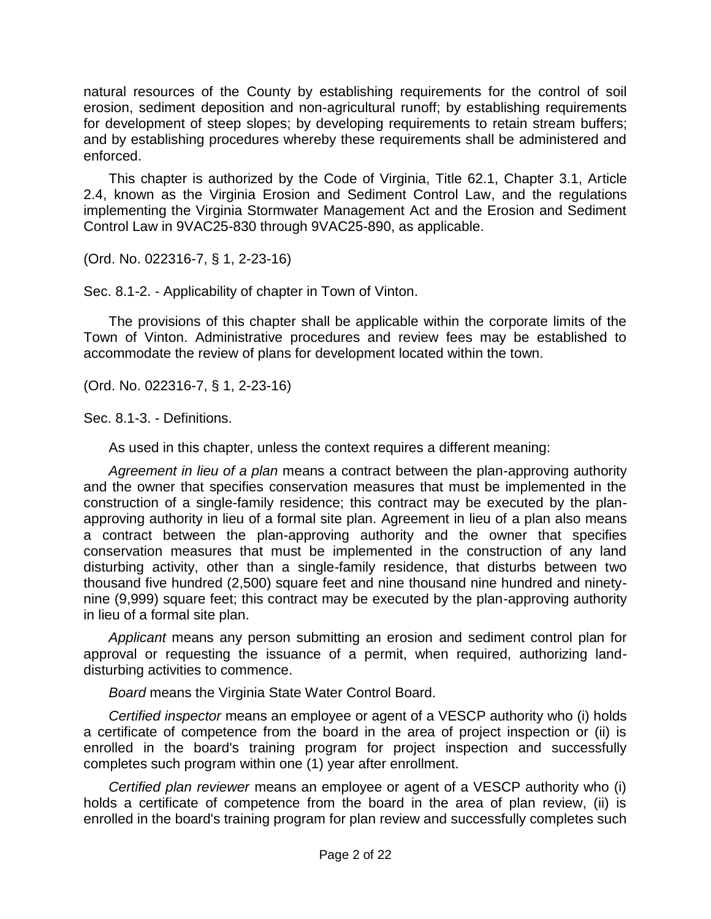natural resources of the County by establishing requirements for the control of soil erosion, sediment deposition and non-agricultural runoff; by establishing requirements for development of steep slopes; by developing requirements to retain stream buffers; and by establishing procedures whereby these requirements shall be administered and enforced.

This chapter is authorized by the Code of Virginia, Title 62.1, Chapter 3.1, Article 2.4, known as the Virginia Erosion and Sediment Control Law, and the regulations implementing the Virginia Stormwater Management Act and the Erosion and Sediment Control Law in 9VAC25-830 through 9VAC25-890, as applicable.

(Ord. No. 022316-7, § 1, 2-23-16)

Sec. 8.1-2. - Applicability of chapter in Town of Vinton.

The provisions of this chapter shall be applicable within the corporate limits of the Town of Vinton. Administrative procedures and review fees may be established to accommodate the review of plans for development located within the town.

(Ord. No. 022316-7, § 1, 2-23-16)

Sec. 8.1-3. - Definitions.

As used in this chapter, unless the context requires a different meaning:

*Agreement in lieu of a plan* means a contract between the plan-approving authority and the owner that specifies conservation measures that must be implemented in the construction of a single-family residence; this contract may be executed by the plan-approving authority in lieu of a formal site plan. Agreement in lieu of a plan also means a contract between the plan-approving authority and the owner that specifies conservation measures that must be implemented in the construction of any land disturbing activity, other than a single-family residence, that disturbs between two thousand five hundred (2,500) square feet and nine thousand nine hundred and ninety-nine (9,999) square feet; this contract may be executed by the plan-approving authority in lieu of a formal site plan.

*Applicant* means any person submitting an erosion and sediment control plan for approval or requesting the issuance of a permit, when required, authorizing land-disturbing activities to commence.

*Board* means the Virginia State Water Control Board.

*Certified inspector* means an employee or agent of a VESCP authority who (i) holds a certificate of competence from the board in the area of project inspection or (ii) is enrolled in the board's training program for project inspection and successfully completes such program within one (1) year after enrollment.

*Certified plan reviewer* means an employee or agent of a VESCP authority who (i) holds a certificate of competence from the board in the area of plan review, (ii) is enrolled in the board's training program for plan review and successfully completes such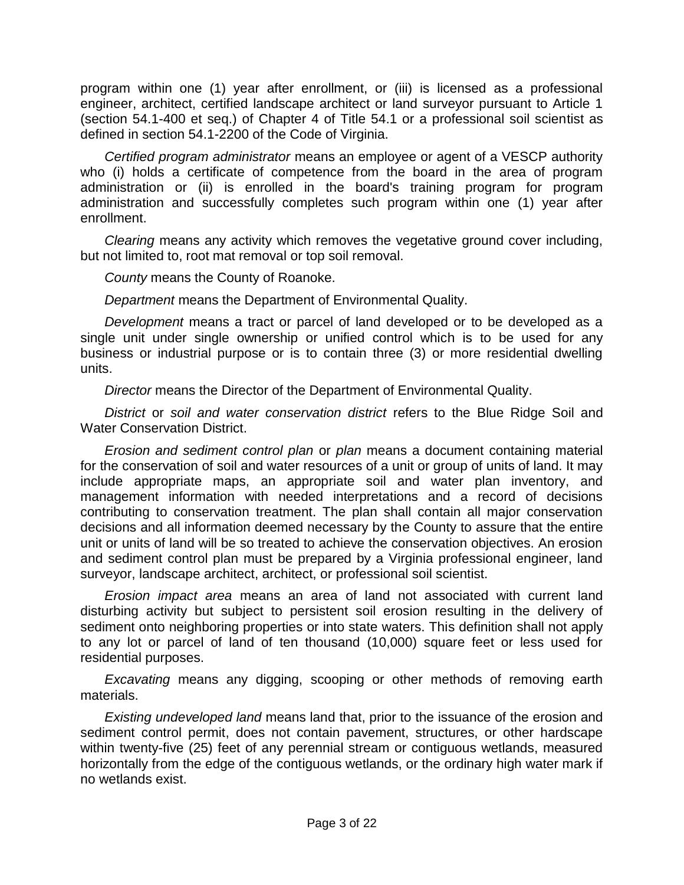program within one (1) year after enrollment, or (iii) is licensed as a professional engineer, architect, certified landscape architect or land surveyor pursuant to Article 1 (section 54.1-400 et seq.) of Chapter 4 of Title 54.1 or a professional soil scientist as defined in section 54.1-2200 of the Code of Virginia.

*Certified program administrator* means an employee or agent of a VESCP authority who (i) holds a certificate of competence from the board in the area of program administration or (ii) is enrolled in the board's training program for program administration and successfully completes such program within one (1) year after enrollment.

*Clearing* means any activity which removes the vegetative ground cover including, but not limited to, root mat removal or top soil removal.

*County* means the County of Roanoke.

*Department* means the Department of Environmental Quality.

*Development* means a tract or parcel of land developed or to be developed as a single unit under single ownership or unified control which is to be used for any business or industrial purpose or is to contain three (3) or more residential dwelling units.

*Director* means the Director of the Department of Environmental Quality.

*District* or *soil and water conservation district* refers to the Blue Ridge Soil and Water Conservation District.

*Erosion and sediment control plan* or *plan* means a document containing material for the conservation of soil and water resources of a unit or group of units of land. It may include appropriate maps, an appropriate soil and water plan inventory, and management information with needed interpretations and a record of decisions contributing to conservation treatment. The plan shall contain all major conservation decisions and all information deemed necessary by the County to assure that the entire unit or units of land will be so treated to achieve the conservation objectives. An erosion and sediment control plan must be prepared by a Virginia professional engineer, land surveyor, landscape architect, architect, or professional soil scientist.

*Erosion impact area* means an area of land not associated with current land disturbing activity but subject to persistent soil erosion resulting in the delivery of sediment onto neighboring properties or into state waters. This definition shall not apply to any lot or parcel of land of ten thousand (10,000) square feet or less used for residential purposes.

*Excavating* means any digging, scooping or other methods of removing earth materials.

*Existing undeveloped land* means land that, prior to the issuance of the erosion and sediment control permit, does not contain pavement, structures, or other hardscape within twenty-five (25) feet of any perennial stream or contiguous wetlands, measured horizontally from the edge of the contiguous wetlands, or the ordinary high water mark if no wetlands exist.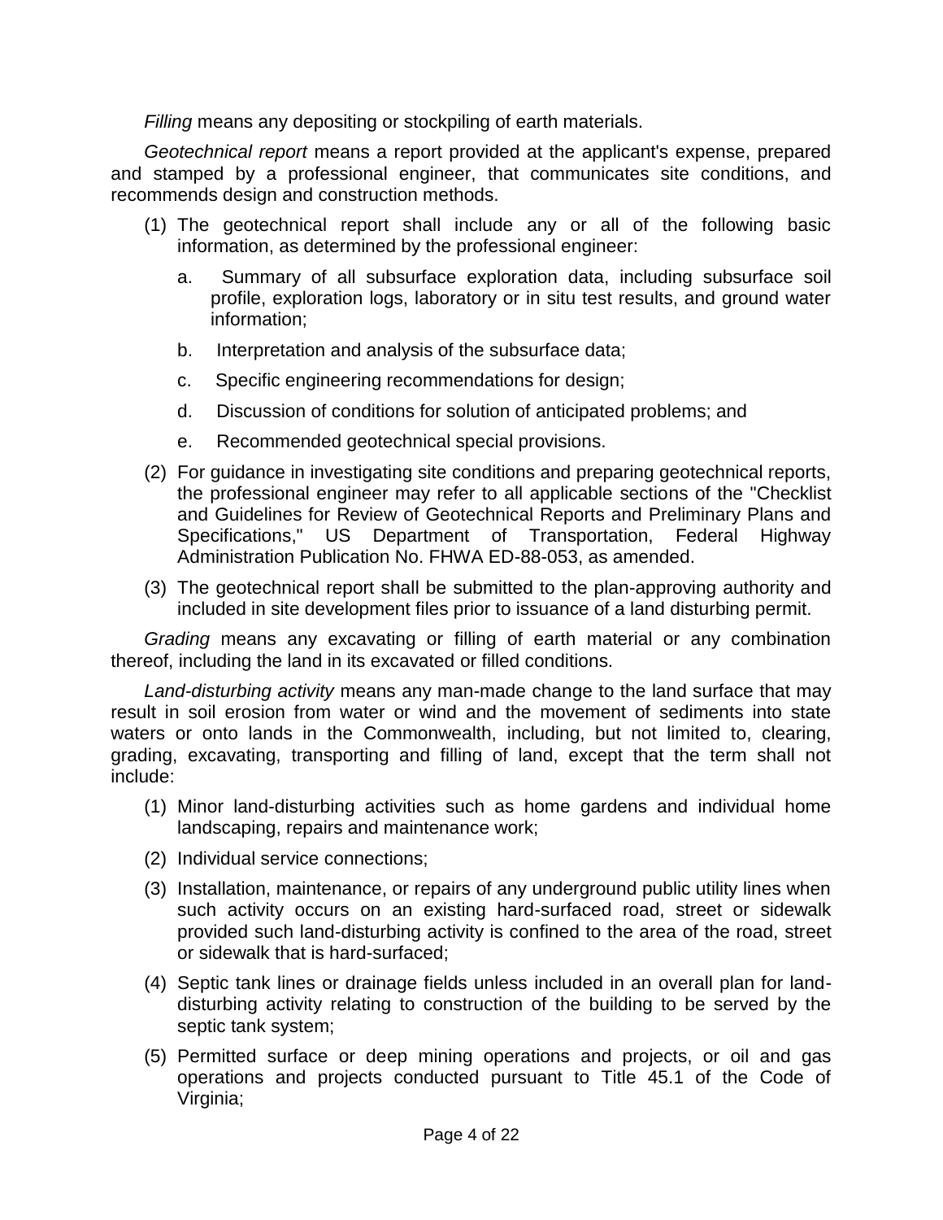*Filling* means any depositing or stockpiling of earth materials.

*Geotechnical report* means a report provided at the applicant's expense, prepared and stamped by a professional engineer, that communicates site conditions, and recommends design and construction methods.

(1) The geotechnical report shall include any or all of the following basic information, as determined by the professional engineer:

   a. Summary of all subsurface exploration data, including subsurface soil profile, exploration logs, laboratory or in situ test results, and ground water information;

   b. Interpretation and analysis of the subsurface data;

   c. Specific engineering recommendations for design;

   d. Discussion of conditions for solution of anticipated problems; and

   e. Recommended geotechnical special provisions.

(2) For guidance in investigating site conditions and preparing geotechnical reports, the professional engineer may refer to all applicable sections of the "Checklist and Guidelines for Review of Geotechnical Reports and Preliminary Plans and Specifications," US Department of Transportation, Federal Highway Administration Publication No. FHWA ED-88-053, as amended.

(3) The geotechnical report shall be submitted to the plan-approving authority and included in site development files prior to issuance of a land disturbing permit.

*Grading* means any excavating or filling of earth material or any combination thereof, including the land in its excavated or filled conditions.

*Land-disturbing activity* means any man-made change to the land surface that may result in soil erosion from water or wind and the movement of sediments into state waters or onto lands in the Commonwealth, including, but not limited to, clearing, grading, excavating, transporting and filling of land, except that the term shall not include:

(1) Minor land-disturbing activities such as home gardens and individual home landscaping, repairs and maintenance work;

(2) Individual service connections;

(3) Installation, maintenance, or repairs of any underground public utility lines when such activity occurs on an existing hard-surfaced road, street or sidewalk provided such land-disturbing activity is confined to the area of the road, street or sidewalk that is hard-surfaced;

(4) Septic tank lines or drainage fields unless included in an overall plan for land-disturbing activity relating to construction of the building to be served by the septic tank system;

(5) Permitted surface or deep mining operations and projects, or oil and gas operations and projects conducted pursuant to Title 45.1 of the Code of Virginia;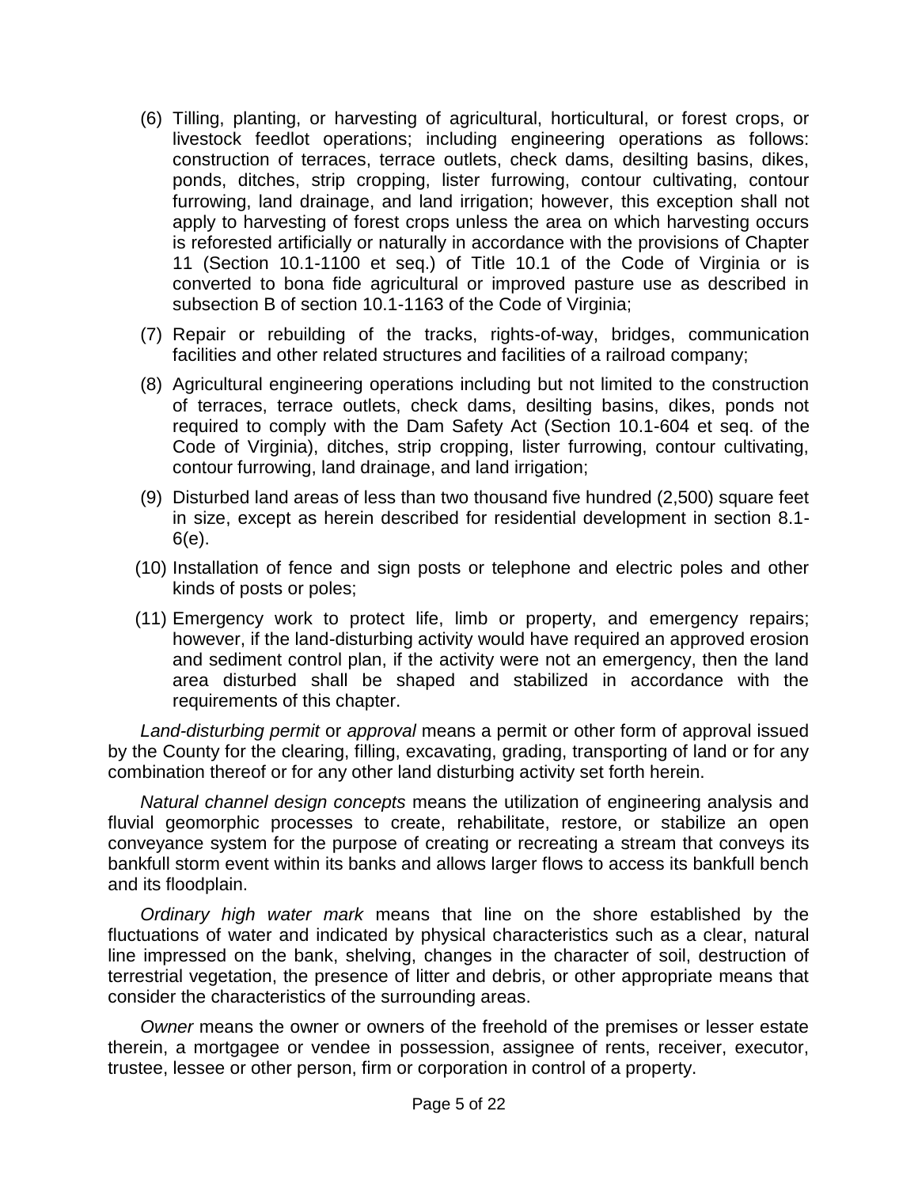(6) Tilling, planting, or harvesting of agricultural, horticultural, or forest crops, or livestock feedlot operations; including engineering operations as follows: construction of terraces, terrace outlets, check dams, desilting basins, dikes, ponds, ditches, strip cropping, lister furrowing, contour cultivating, contour furrowing, land drainage, and land irrigation; however, this exception shall not apply to harvesting of forest crops unless the area on which harvesting occurs is reforested artificially or naturally in accordance with the provisions of Chapter 11 (Section 10.1-1100 et seq.) of Title 10.1 of the Code of Virginia or is converted to bona fide agricultural or improved pasture use as described in subsection B of section 10.1-1163 of the Code of Virginia;

(7) Repair or rebuilding of the tracks, rights-of-way, bridges, communication facilities and other related structures and facilities of a railroad company;

(8) Agricultural engineering operations including but not limited to the construction of terraces, terrace outlets, check dams, desilting basins, dikes, ponds not required to comply with the Dam Safety Act (Section 10.1-604 et seq. of the Code of Virginia), ditches, strip cropping, lister furrowing, contour cultivating, contour furrowing, land drainage, and land irrigation;

(9) Disturbed land areas of less than two thousand five hundred (2,500) square feet in size, except as herein described for residential development in section 8.1-6(e).

(10) Installation of fence and sign posts or telephone and electric poles and other kinds of posts or poles;

(11) Emergency work to protect life, limb or property, and emergency repairs; however, if the land-disturbing activity would have required an approved erosion and sediment control plan, if the activity were not an emergency, then the land area disturbed shall be shaped and stabilized in accordance with the requirements of this chapter.

*Land-disturbing permit* or *approval* means a permit or other form of approval issued by the County for the clearing, filling, excavating, grading, transporting of land or for any combination thereof or for any other land disturbing activity set forth herein.

*Natural channel design concepts* means the utilization of engineering analysis and fluvial geomorphic processes to create, rehabilitate, restore, or stabilize an open conveyance system for the purpose of creating or recreating a stream that conveys its bankfull storm event within its banks and allows larger flows to access its bankfull bench and its floodplain.

*Ordinary high water mark* means that line on the shore established by the fluctuations of water and indicated by physical characteristics such as a clear, natural line impressed on the bank, shelving, changes in the character of soil, destruction of terrestrial vegetation, the presence of litter and debris, or other appropriate means that consider the characteristics of the surrounding areas.

*Owner* means the owner or owners of the freehold of the premises or lesser estate therein, a mortgagee or vendee in possession, assignee of rents, receiver, executor, trustee, lessee or other person, firm or corporation in control of a property.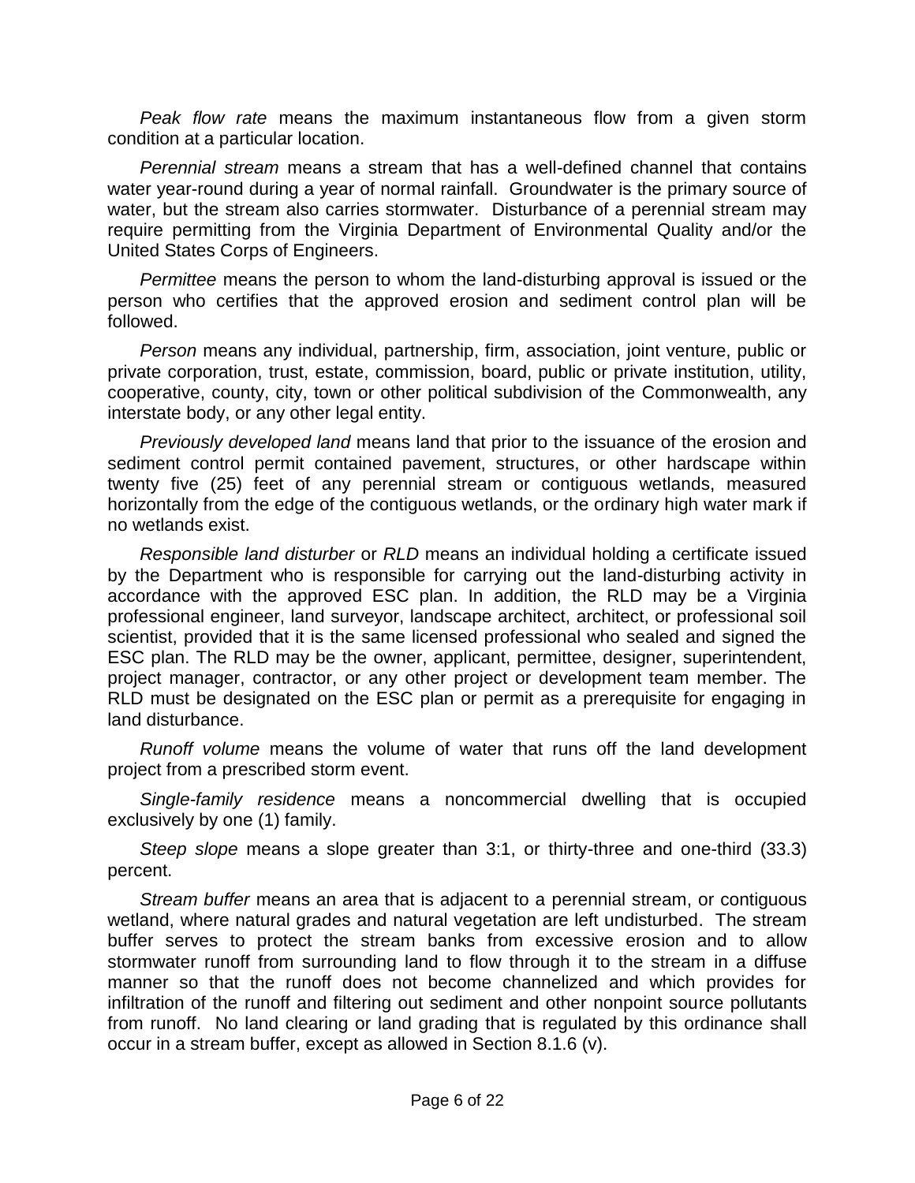*Peak flow rate* means the maximum instantaneous flow from a given storm condition at a particular location.

*Perennial stream* means a stream that has a well-defined channel that contains water year-round during a year of normal rainfall. Groundwater is the primary source of water, but the stream also carries stormwater. Disturbance of a perennial stream may require permitting from the Virginia Department of Environmental Quality and/or the United States Corps of Engineers.

*Permittee* means the person to whom the land-disturbing approval is issued or the person who certifies that the approved erosion and sediment control plan will be followed.

*Person* means any individual, partnership, firm, association, joint venture, public or private corporation, trust, estate, commission, board, public or private institution, utility, cooperative, county, city, town or other political subdivision of the Commonwealth, any interstate body, or any other legal entity.

*Previously developed land* means land that prior to the issuance of the erosion and sediment control permit contained pavement, structures, or other hardscape within twenty five (25) feet of any perennial stream or contiguous wetlands, measured horizontally from the edge of the contiguous wetlands, or the ordinary high water mark if no wetlands exist.

*Responsible land disturber* or *RLD* means an individual holding a certificate issued by the Department who is responsible for carrying out the land-disturbing activity in accordance with the approved ESC plan. In addition, the RLD may be a Virginia professional engineer, land surveyor, landscape architect, architect, or professional soil scientist, provided that it is the same licensed professional who sealed and signed the ESC plan. The RLD may be the owner, applicant, permittee, designer, superintendent, project manager, contractor, or any other project or development team member. The RLD must be designated on the ESC plan or permit as a prerequisite for engaging in land disturbance.

*Runoff volume* means the volume of water that runs off the land development project from a prescribed storm event.

*Single-family residence* means a noncommercial dwelling that is occupied exclusively by one (1) family.

*Steep slope* means a slope greater than 3:1, or thirty-three and one-third (33.3) percent.

*Stream buffer* means an area that is adjacent to a perennial stream, or contiguous wetland, where natural grades and natural vegetation are left undisturbed. The stream buffer serves to protect the stream banks from excessive erosion and to allow stormwater runoff from surrounding land to flow through it to the stream in a diffuse manner so that the runoff does not become channelized and which provides for infiltration of the runoff and filtering out sediment and other nonpoint source pollutants from runoff. No land clearing or land grading that is regulated by this ordinance shall occur in a stream buffer, except as allowed in Section 8.1.6 (v).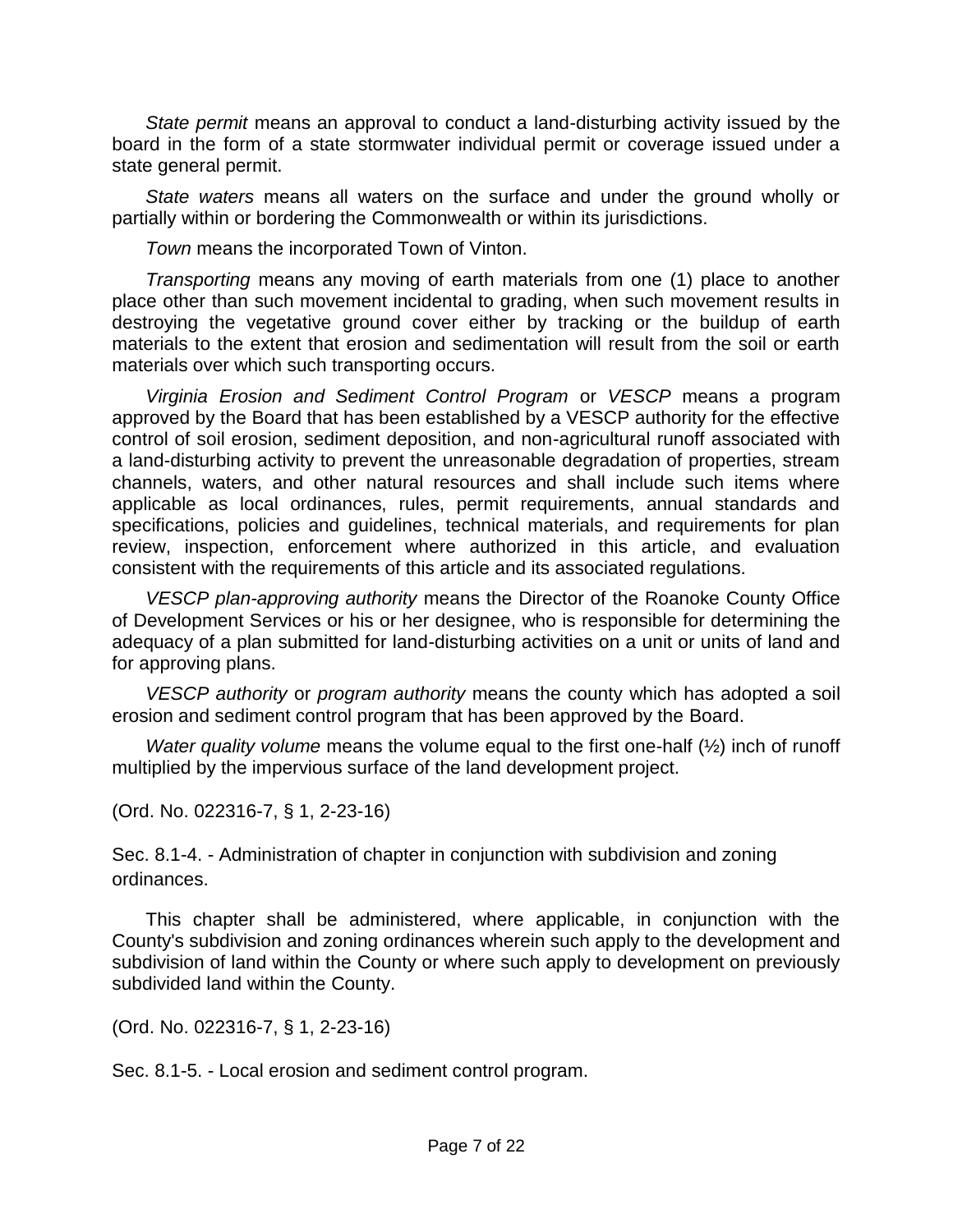*State permit* means an approval to conduct a land-disturbing activity issued by the board in the form of a state stormwater individual permit or coverage issued under a state general permit.

*State waters* means all waters on the surface and under the ground wholly or partially within or bordering the Commonwealth or within its jurisdictions.

*Town* means the incorporated Town of Vinton.

*Transporting* means any moving of earth materials from one (1) place to another place other than such movement incidental to grading, when such movement results in destroying the vegetative ground cover either by tracking or the buildup of earth materials to the extent that erosion and sedimentation will result from the soil or earth materials over which such transporting occurs.

*Virginia Erosion and Sediment Control Program* or *VESCP* means a program approved by the Board that has been established by a VESCP authority for the effective control of soil erosion, sediment deposition, and non-agricultural runoff associated with a land-disturbing activity to prevent the unreasonable degradation of properties, stream channels, waters, and other natural resources and shall include such items where applicable as local ordinances, rules, permit requirements, annual standards and specifications, policies and guidelines, technical materials, and requirements for plan review, inspection, enforcement where authorized in this article, and evaluation consistent with the requirements of this article and its associated regulations.

*VESCP plan-approving authority* means the Director of the Roanoke County Office of Development Services or his or her designee, who is responsible for determining the adequacy of a plan submitted for land-disturbing activities on a unit or units of land and for approving plans.

*VESCP authority* or *program authority* means the county which has adopted a soil erosion and sediment control program that has been approved by the Board.

*Water quality volume* means the volume equal to the first one-half (½) inch of runoff multiplied by the impervious surface of the land development project.

(Ord. No. 022316-7, § 1, 2-23-16)

Sec. 8.1-4. - Administration of chapter in conjunction with subdivision and zoning ordinances.

This chapter shall be administered, where applicable, in conjunction with the County's subdivision and zoning ordinances wherein such apply to the development and subdivision of land within the County or where such apply to development on previously subdivided land within the County.

(Ord. No. 022316-7, § 1, 2-23-16)

Sec. 8.1-5. - Local erosion and sediment control program.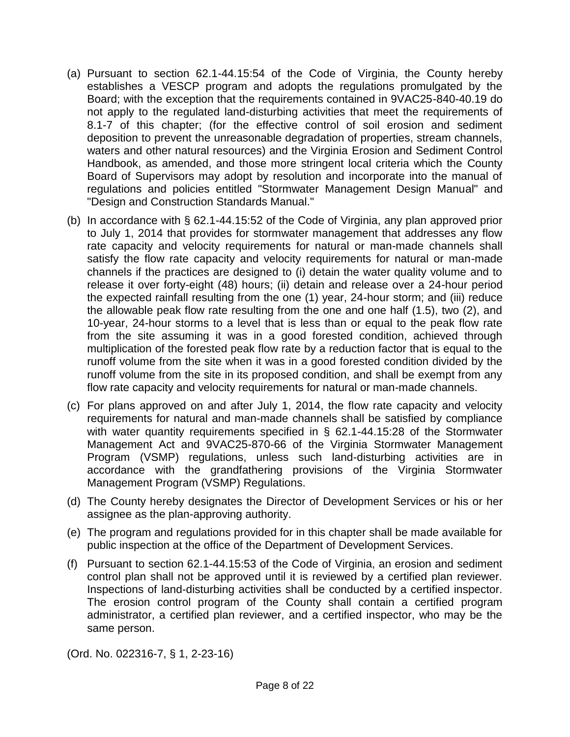(a) Pursuant to section 62.1-44.15:54 of the Code of Virginia, the County hereby establishes a VESCP program and adopts the regulations promulgated by the Board; with the exception that the requirements contained in 9VAC25-840-40.19 do not apply to the regulated land-disturbing activities that meet the requirements of 8.1-7 of this chapter; (for the effective control of soil erosion and sediment deposition to prevent the unreasonable degradation of properties, stream channels, waters and other natural resources) and the Virginia Erosion and Sediment Control Handbook, as amended, and those more stringent local criteria which the County Board of Supervisors may adopt by resolution and incorporate into the manual of regulations and policies entitled "Stormwater Management Design Manual" and "Design and Construction Standards Manual."

(b) In accordance with § 62.1-44.15:52 of the Code of Virginia, any plan approved prior to July 1, 2014 that provides for stormwater management that addresses any flow rate capacity and velocity requirements for natural or man-made channels shall satisfy the flow rate capacity and velocity requirements for natural or man-made channels if the practices are designed to (i) detain the water quality volume and to release it over forty-eight (48) hours; (ii) detain and release over a 24-hour period the expected rainfall resulting from the one (1) year, 24-hour storm; and (iii) reduce the allowable peak flow rate resulting from the one and one half (1.5), two (2), and 10-year, 24-hour storms to a level that is less than or equal to the peak flow rate from the site assuming it was in a good forested condition, achieved through multiplication of the forested peak flow rate by a reduction factor that is equal to the runoff volume from the site when it was in a good forested condition divided by the runoff volume from the site in its proposed condition, and shall be exempt from any flow rate capacity and velocity requirements for natural or man-made channels.

(c) For plans approved on and after July 1, 2014, the flow rate capacity and velocity requirements for natural and man-made channels shall be satisfied by compliance with water quantity requirements specified in § 62.1-44.15:28 of the Stormwater Management Act and 9VAC25-870-66 of the Virginia Stormwater Management Program (VSMP) regulations, unless such land-disturbing activities are in accordance with the grandfathering provisions of the Virginia Stormwater Management Program (VSMP) Regulations.

(d) The County hereby designates the Director of Development Services or his or her assignee as the plan-approving authority.

(e) The program and regulations provided for in this chapter shall be made available for public inspection at the office of the Department of Development Services.

(f) Pursuant to section 62.1-44.15:53 of the Code of Virginia, an erosion and sediment control plan shall not be approved until it is reviewed by a certified plan reviewer. Inspections of land-disturbing activities shall be conducted by a certified inspector. The erosion control program of the County shall contain a certified program administrator, a certified plan reviewer, and a certified inspector, who may be the same person.

(Ord. No. 022316-7, § 1, 2-23-16)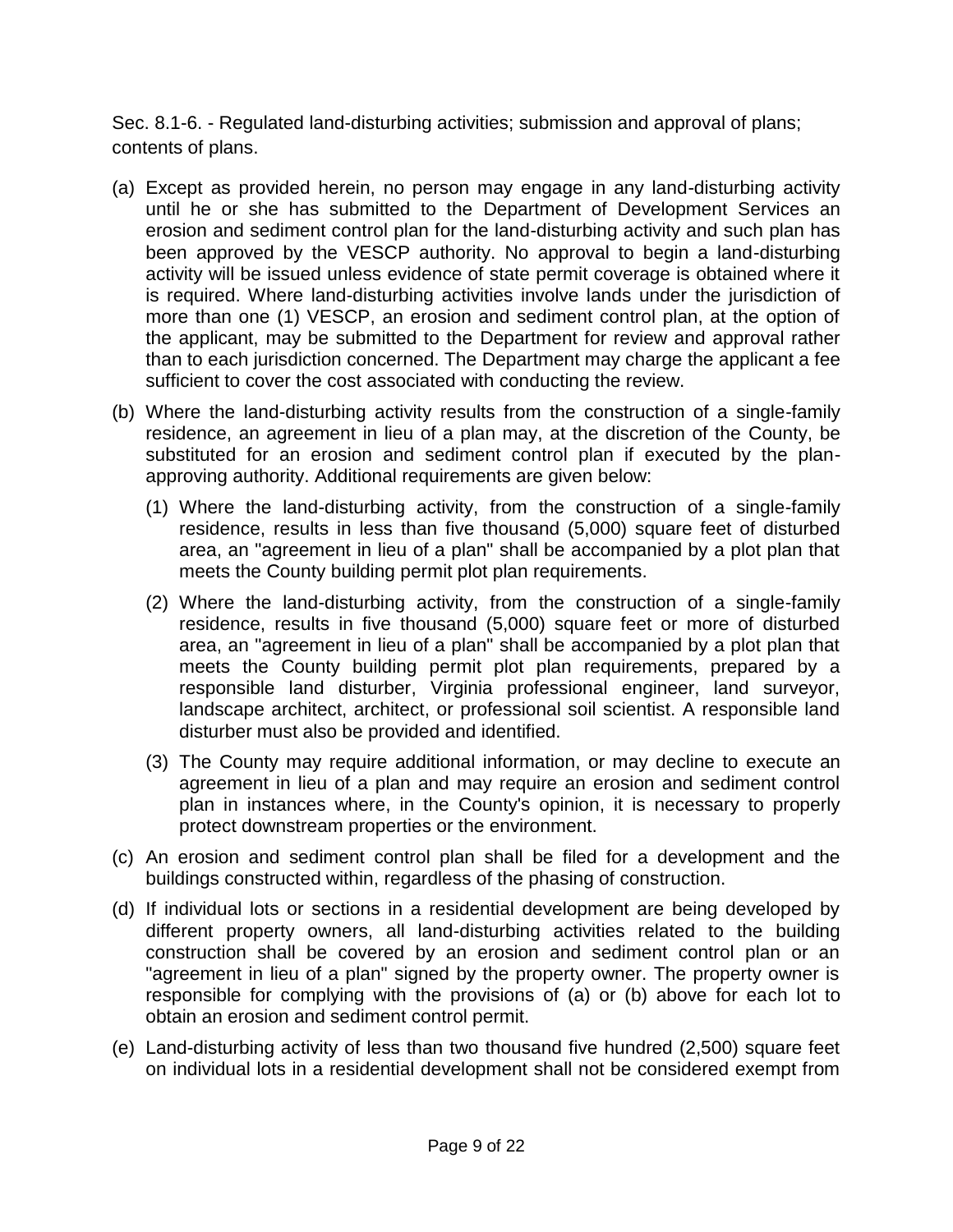Sec. 8.1-6. - Regulated land-disturbing activities; submission and approval of plans; contents of plans.

(a) Except as provided herein, no person may engage in any land-disturbing activity until he or she has submitted to the Department of Development Services an erosion and sediment control plan for the land-disturbing activity and such plan has been approved by the VESCP authority. No approval to begin a land-disturbing activity will be issued unless evidence of state permit coverage is obtained where it is required. Where land-disturbing activities involve lands under the jurisdiction of more than one (1) VESCP, an erosion and sediment control plan, at the option of the applicant, may be submitted to the Department for review and approval rather than to each jurisdiction concerned. The Department may charge the applicant a fee sufficient to cover the cost associated with conducting the review.

(b) Where the land-disturbing activity results from the construction of a single-family residence, an agreement in lieu of a plan may, at the discretion of the County, be substituted for an erosion and sediment control plan if executed by the plan-approving authority. Additional requirements are given below:

   (1) Where the land-disturbing activity, from the construction of a single-family residence, results in less than five thousand (5,000) square feet of disturbed area, an "agreement in lieu of a plan" shall be accompanied by a plot plan that meets the County building permit plot plan requirements.

   (2) Where the land-disturbing activity, from the construction of a single-family residence, results in five thousand (5,000) square feet or more of disturbed area, an "agreement in lieu of a plan" shall be accompanied by a plot plan that meets the County building permit plot plan requirements, prepared by a responsible land disturber, Virginia professional engineer, land surveyor, landscape architect, architect, or professional soil scientist. A responsible land disturber must also be provided and identified.

   (3) The County may require additional information, or may decline to execute an agreement in lieu of a plan and may require an erosion and sediment control plan in instances where, in the County's opinion, it is necessary to properly protect downstream properties or the environment.

(c) An erosion and sediment control plan shall be filed for a development and the buildings constructed within, regardless of the phasing of construction.

(d) If individual lots or sections in a residential development are being developed by different property owners, all land-disturbing activities related to the building construction shall be covered by an erosion and sediment control plan or an "agreement in lieu of a plan" signed by the property owner. The property owner is responsible for complying with the provisions of (a) or (b) above for each lot to obtain an erosion and sediment control permit.

(e) Land-disturbing activity of less than two thousand five hundred (2,500) square feet on individual lots in a residential development shall not be considered exempt from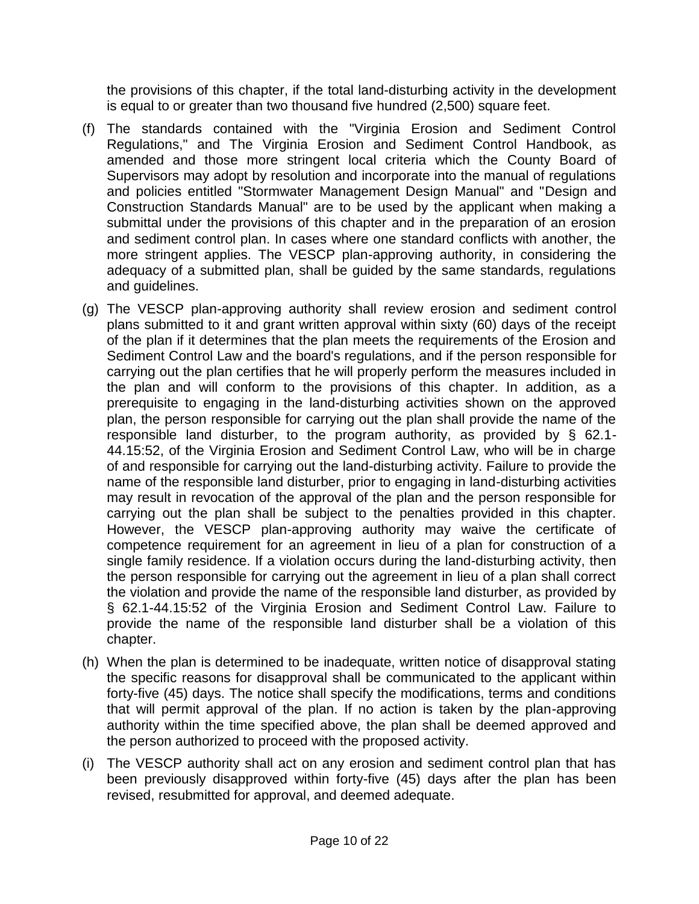the provisions of this chapter, if the total land-disturbing activity in the development is equal to or greater than two thousand five hundred (2,500) square feet.

(f) The standards contained with the "Virginia Erosion and Sediment Control Regulations," and The Virginia Erosion and Sediment Control Handbook, as amended and those more stringent local criteria which the County Board of Supervisors may adopt by resolution and incorporate into the manual of regulations and policies entitled "Stormwater Management Design Manual" and "Design and Construction Standards Manual" are to be used by the applicant when making a submittal under the provisions of this chapter and in the preparation of an erosion and sediment control plan. In cases where one standard conflicts with another, the more stringent applies. The VESCP plan-approving authority, in considering the adequacy of a submitted plan, shall be guided by the same standards, regulations and guidelines.

(g) The VESCP plan-approving authority shall review erosion and sediment control plans submitted to it and grant written approval within sixty (60) days of the receipt of the plan if it determines that the plan meets the requirements of the Erosion and Sediment Control Law and the board's regulations, and if the person responsible for carrying out the plan certifies that he will properly perform the measures included in the plan and will conform to the provisions of this chapter. In addition, as a prerequisite to engaging in the land-disturbing activities shown on the approved plan, the person responsible for carrying out the plan shall provide the name of the responsible land disturber, to the program authority, as provided by § 62.1-44.15:52, of the Virginia Erosion and Sediment Control Law, who will be in charge of and responsible for carrying out the land-disturbing activity. Failure to provide the name of the responsible land disturber, prior to engaging in land-disturbing activities may result in revocation of the approval of the plan and the person responsible for carrying out the plan shall be subject to the penalties provided in this chapter. However, the VESCP plan-approving authority may waive the certificate of competence requirement for an agreement in lieu of a plan for construction of a single family residence. If a violation occurs during the land-disturbing activity, then the person responsible for carrying out the agreement in lieu of a plan shall correct the violation and provide the name of the responsible land disturber, as provided by § 62.1-44.15:52 of the Virginia Erosion and Sediment Control Law. Failure to provide the name of the responsible land disturber shall be a violation of this chapter.

(h) When the plan is determined to be inadequate, written notice of disapproval stating the specific reasons for disapproval shall be communicated to the applicant within forty-five (45) days. The notice shall specify the modifications, terms and conditions that will permit approval of the plan. If no action is taken by the plan-approving authority within the time specified above, the plan shall be deemed approved and the person authorized to proceed with the proposed activity.

(i) The VESCP authority shall act on any erosion and sediment control plan that has been previously disapproved within forty-five (45) days after the plan has been revised, resubmitted for approval, and deemed adequate.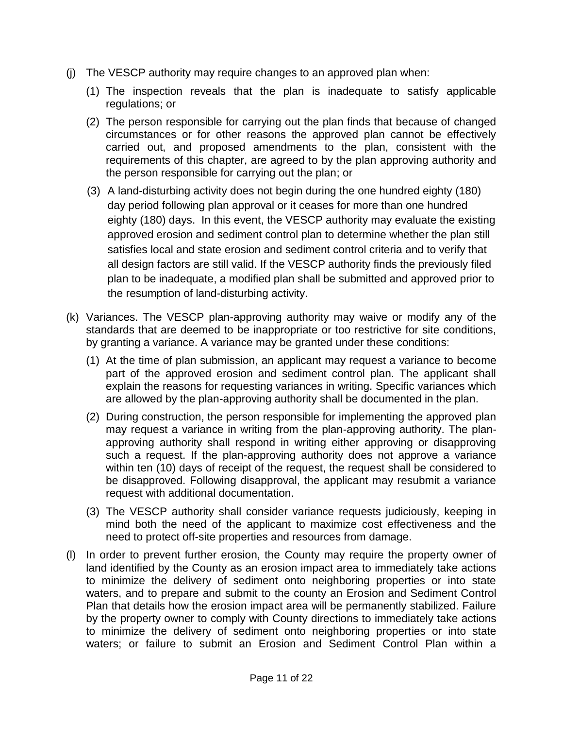(j) The VESCP authority may require changes to an approved plan when:

(1) The inspection reveals that the plan is inadequate to satisfy applicable regulations; or

(2) The person responsible for carrying out the plan finds that because of changed circumstances or for other reasons the approved plan cannot be effectively carried out, and proposed amendments to the plan, consistent with the requirements of this chapter, are agreed to by the plan approving authority and the person responsible for carrying out the plan; or

(3) A land-disturbing activity does not begin during the one hundred eighty (180) day period following plan approval or it ceases for more than one hundred eighty (180) days. In this event, the VESCP authority may evaluate the existing approved erosion and sediment control plan to determine whether the plan still satisfies local and state erosion and sediment control criteria and to verify that all design factors are still valid. If the VESCP authority finds the previously filed plan to be inadequate, a modified plan shall be submitted and approved prior to the resumption of land-disturbing activity.

(k) Variances. The VESCP plan-approving authority may waive or modify any of the standards that are deemed to be inappropriate or too restrictive for site conditions, by granting a variance. A variance may be granted under these conditions:

(1) At the time of plan submission, an applicant may request a variance to become part of the approved erosion and sediment control plan. The applicant shall explain the reasons for requesting variances in writing. Specific variances which are allowed by the plan-approving authority shall be documented in the plan.

(2) During construction, the person responsible for implementing the approved plan may request a variance in writing from the plan-approving authority. The plan-approving authority shall respond in writing either approving or disapproving such a request. If the plan-approving authority does not approve a variance within ten (10) days of receipt of the request, the request shall be considered to be disapproved. Following disapproval, the applicant may resubmit a variance request with additional documentation.

(3) The VESCP authority shall consider variance requests judiciously, keeping in mind both the need of the applicant to maximize cost effectiveness and the need to protect off-site properties and resources from damage.

(l) In order to prevent further erosion, the County may require the property owner of land identified by the County as an erosion impact area to immediately take actions to minimize the delivery of sediment onto neighboring properties or into state waters, and to prepare and submit to the county an Erosion and Sediment Control Plan that details how the erosion impact area will be permanently stabilized. Failure by the property owner to comply with County directions to immediately take actions to minimize the delivery of sediment onto neighboring properties or into state waters; or failure to submit an Erosion and Sediment Control Plan within a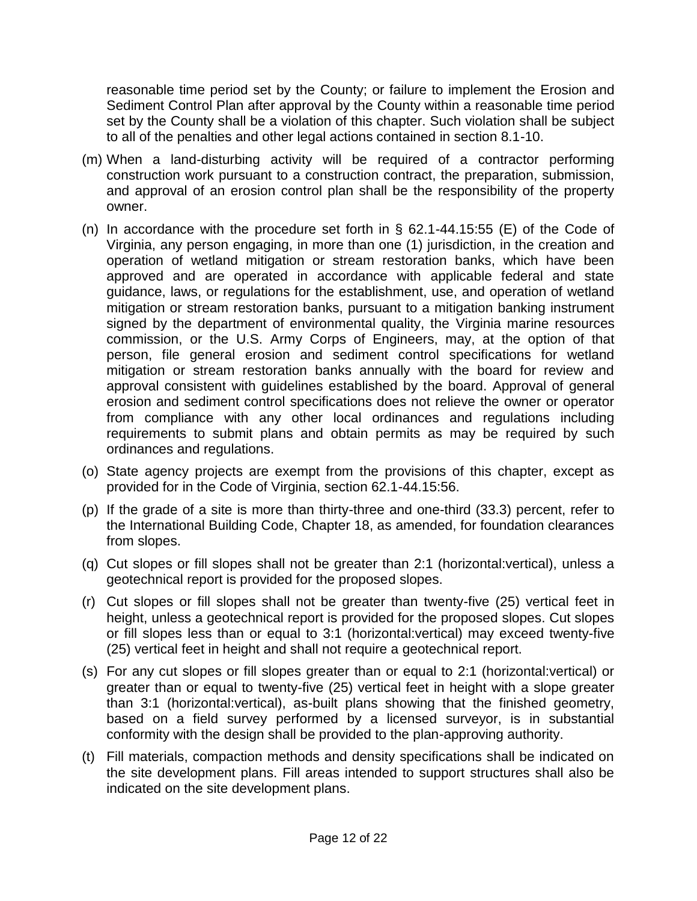reasonable time period set by the County; or failure to implement the Erosion and Sediment Control Plan after approval by the County within a reasonable time period set by the County shall be a violation of this chapter. Such violation shall be subject to all of the penalties and other legal actions contained in section 8.1-10.

(m) When a land-disturbing activity will be required of a contractor performing construction work pursuant to a construction contract, the preparation, submission, and approval of an erosion control plan shall be the responsibility of the property owner.

(n) In accordance with the procedure set forth in § 62.1-44.15:55 (E) of the Code of Virginia, any person engaging, in more than one (1) jurisdiction, in the creation and operation of wetland mitigation or stream restoration banks, which have been approved and are operated in accordance with applicable federal and state guidance, laws, or regulations for the establishment, use, and operation of wetland mitigation or stream restoration banks, pursuant to a mitigation banking instrument signed by the department of environmental quality, the Virginia marine resources commission, or the U.S. Army Corps of Engineers, may, at the option of that person, file general erosion and sediment control specifications for wetland mitigation or stream restoration banks annually with the board for review and approval consistent with guidelines established by the board. Approval of general erosion and sediment control specifications does not relieve the owner or operator from compliance with any other local ordinances and regulations including requirements to submit plans and obtain permits as may be required by such ordinances and regulations.

(o) State agency projects are exempt from the provisions of this chapter, except as provided for in the Code of Virginia, section 62.1-44.15:56.

(p) If the grade of a site is more than thirty-three and one-third (33.3) percent, refer to the International Building Code, Chapter 18, as amended, for foundation clearances from slopes.

(q) Cut slopes or fill slopes shall not be greater than 2:1 (horizontal:vertical), unless a geotechnical report is provided for the proposed slopes.

(r) Cut slopes or fill slopes shall not be greater than twenty-five (25) vertical feet in height, unless a geotechnical report is provided for the proposed slopes. Cut slopes or fill slopes less than or equal to 3:1 (horizontal:vertical) may exceed twenty-five (25) vertical feet in height and shall not require a geotechnical report.

(s) For any cut slopes or fill slopes greater than or equal to 2:1 (horizontal:vertical) or greater than or equal to twenty-five (25) vertical feet in height with a slope greater than 3:1 (horizontal:vertical), as-built plans showing that the finished geometry, based on a field survey performed by a licensed surveyor, is in substantial conformity with the design shall be provided to the plan-approving authority.

(t) Fill materials, compaction methods and density specifications shall be indicated on the site development plans. Fill areas intended to support structures shall also be indicated on the site development plans.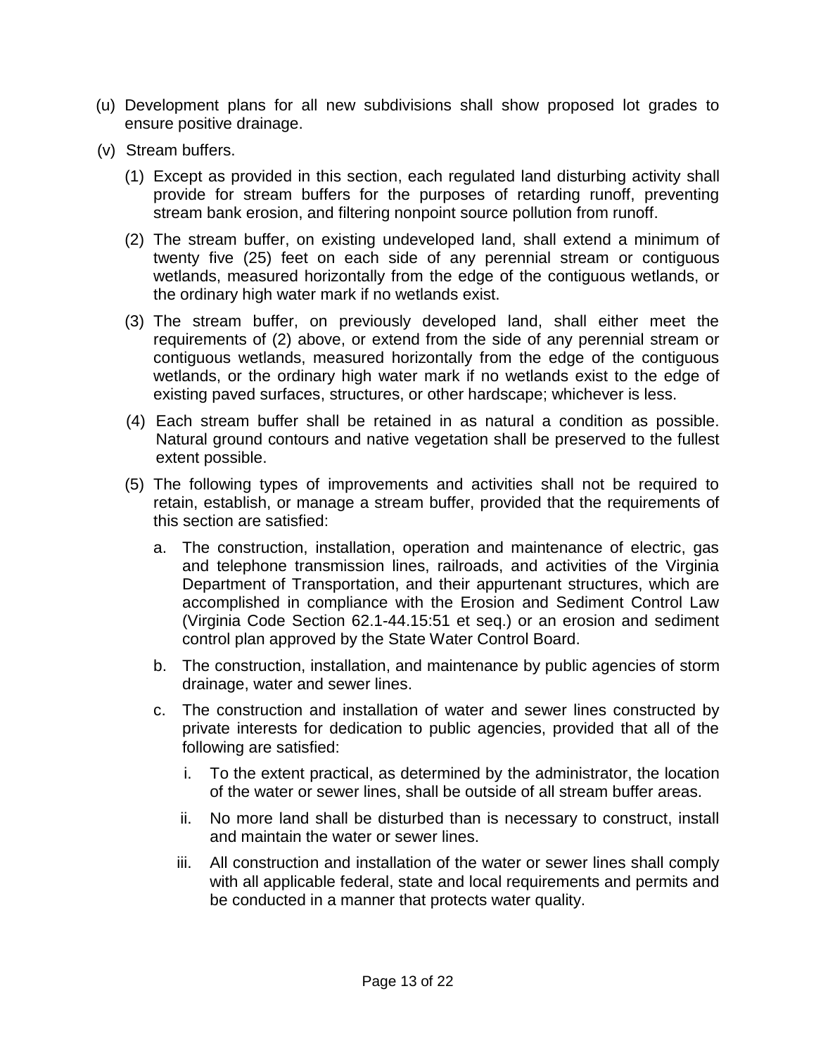(u) Development plans for all new subdivisions shall show proposed lot grades to ensure positive drainage.

(v) Stream buffers.

(1) Except as provided in this section, each regulated land disturbing activity shall provide for stream buffers for the purposes of retarding runoff, preventing stream bank erosion, and filtering nonpoint source pollution from runoff.

(2) The stream buffer, on existing undeveloped land, shall extend a minimum of twenty five (25) feet on each side of any perennial stream or contiguous wetlands, measured horizontally from the edge of the contiguous wetlands, or the ordinary high water mark if no wetlands exist.

(3) The stream buffer, on previously developed land, shall either meet the requirements of (2) above, or extend from the side of any perennial stream or contiguous wetlands, measured horizontally from the edge of the contiguous wetlands, or the ordinary high water mark if no wetlands exist to the edge of existing paved surfaces, structures, or other hardscape; whichever is less.

(4) Each stream buffer shall be retained in as natural a condition as possible. Natural ground contours and native vegetation shall be preserved to the fullest extent possible.

(5) The following types of improvements and activities shall not be required to retain, establish, or manage a stream buffer, provided that the requirements of this section are satisfied:

a. The construction, installation, operation and maintenance of electric, gas and telephone transmission lines, railroads, and activities of the Virginia Department of Transportation, and their appurtenant structures, which are accomplished in compliance with the Erosion and Sediment Control Law (Virginia Code Section 62.1-44.15:51 et seq.) or an erosion and sediment control plan approved by the State Water Control Board.

b. The construction, installation, and maintenance by public agencies of storm drainage, water and sewer lines.

c. The construction and installation of water and sewer lines constructed by private interests for dedication to public agencies, provided that all of the following are satisfied:

i. To the extent practical, as determined by the administrator, the location of the water or sewer lines, shall be outside of all stream buffer areas.

ii. No more land shall be disturbed than is necessary to construct, install and maintain the water or sewer lines.

iii. All construction and installation of the water or sewer lines shall comply with all applicable federal, state and local requirements and permits and be conducted in a manner that protects water quality.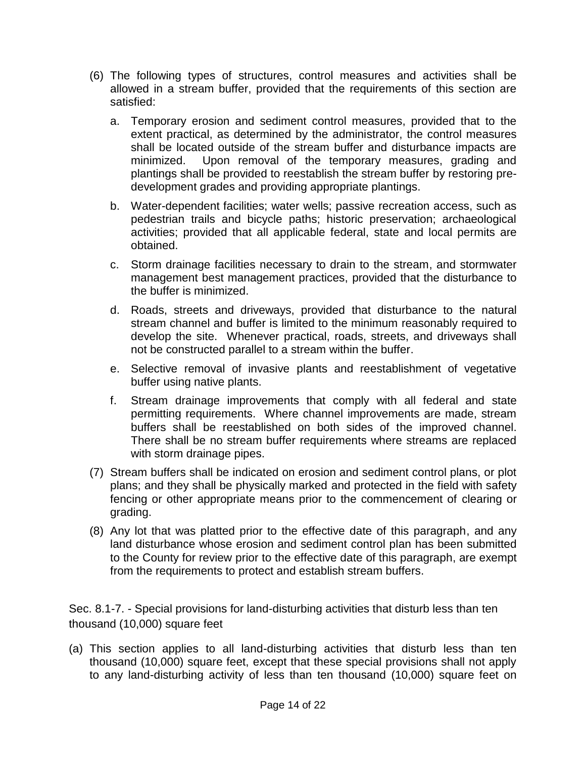(6) The following types of structures, control measures and activities shall be allowed in a stream buffer, provided that the requirements of this section are satisfied:

   a. Temporary erosion and sediment control measures, provided that to the extent practical, as determined by the administrator, the control measures shall be located outside of the stream buffer and disturbance impacts are minimized. Upon removal of the temporary measures, grading and plantings shall be provided to reestablish the stream buffer by restoring pre-development grades and providing appropriate plantings.

   b. Water-dependent facilities; water wells; passive recreation access, such as pedestrian trails and bicycle paths; historic preservation; archaeological activities; provided that all applicable federal, state and local permits are obtained.

   c. Storm drainage facilities necessary to drain to the stream, and stormwater management best management practices, provided that the disturbance to the buffer is minimized.

   d. Roads, streets and driveways, provided that disturbance to the natural stream channel and buffer is limited to the minimum reasonably required to develop the site. Whenever practical, roads, streets, and driveways shall not be constructed parallel to a stream within the buffer.

   e. Selective removal of invasive plants and reestablishment of vegetative buffer using native plants.

   f. Stream drainage improvements that comply with all federal and state permitting requirements. Where channel improvements are made, stream buffers shall be reestablished on both sides of the improved channel. There shall be no stream buffer requirements where streams are replaced with storm drainage pipes.

(7) Stream buffers shall be indicated on erosion and sediment control plans, or plot plans; and they shall be physically marked and protected in the field with safety fencing or other appropriate means prior to the commencement of clearing or grading.

(8) Any lot that was platted prior to the effective date of this paragraph, and any land disturbance whose erosion and sediment control plan has been submitted to the County for review prior to the effective date of this paragraph, are exempt from the requirements to protect and establish stream buffers.

Sec. 8.1-7. - Special provisions for land-disturbing activities that disturb less than ten thousand (10,000) square feet

(a) This section applies to all land-disturbing activities that disturb less than ten thousand (10,000) square feet, except that these special provisions shall not apply to any land-disturbing activity of less than ten thousand (10,000) square feet on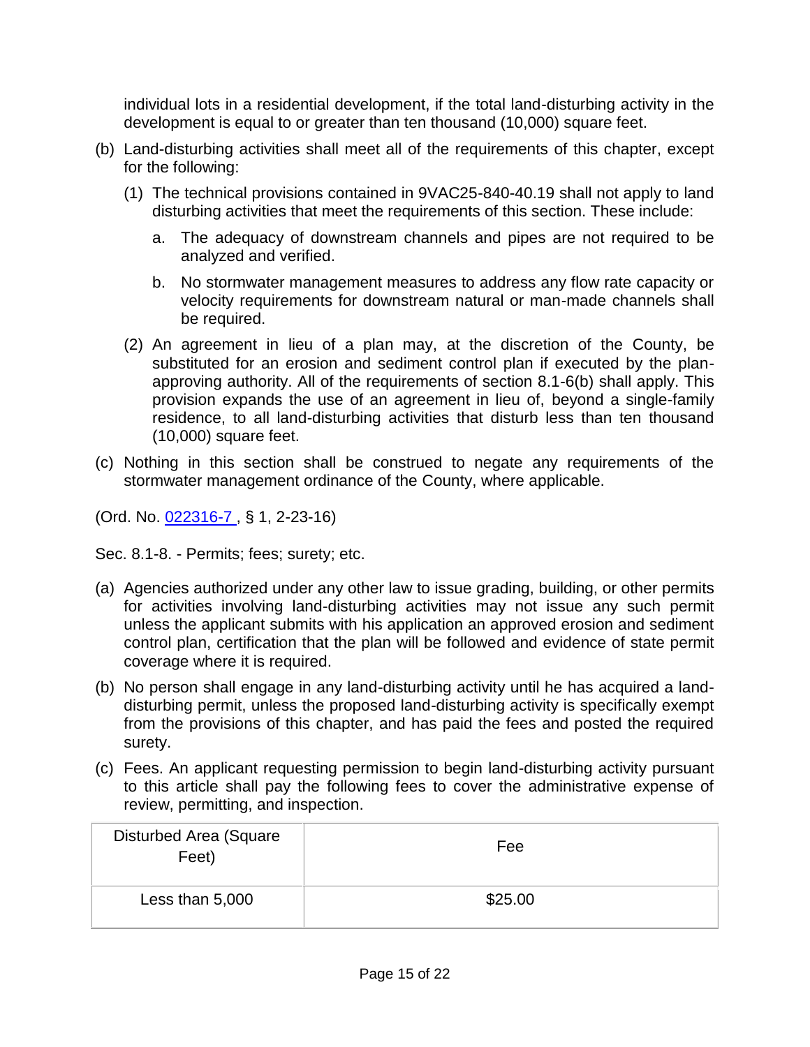individual lots in a residential development, if the total land-disturbing activity in the development is equal to or greater than ten thousand (10,000) square feet.

(b) Land-disturbing activities shall meet all of the requirements of this chapter, except for the following:

   (1) The technical provisions contained in 9VAC25-840-40.19 shall not apply to land disturbing activities that meet the requirements of this section. These include:

      a. The adequacy of downstream channels and pipes are not required to be analyzed and verified.

      b. No stormwater management measures to address any flow rate capacity or velocity requirements for downstream natural or man-made channels shall be required.

   (2) An agreement in lieu of a plan may, at the discretion of the County, be substituted for an erosion and sediment control plan if executed by the plan-approving authority. All of the requirements of section 8.1-6(b) shall apply. This provision expands the use of an agreement in lieu of, beyond a single-family residence, to all land-disturbing activities that disturb less than ten thousand (10,000) square feet.

(c) Nothing in this section shall be construed to negate any requirements of the stormwater management ordinance of the County, where applicable.

(Ord. No. 022316-7 , § 1, 2-23-16)

Sec. 8.1-8. - Permits; fees; surety; etc.

(a) Agencies authorized under any other law to issue grading, building, or other permits for activities involving land-disturbing activities may not issue any such permit unless the applicant submits with his application an approved erosion and sediment control plan, certification that the plan will be followed and evidence of state permit coverage where it is required.

(b) No person shall engage in any land-disturbing activity until he has acquired a land-disturbing permit, unless the proposed land-disturbing activity is specifically exempt from the provisions of this chapter, and has paid the fees and posted the required surety.

(c) Fees. An applicant requesting permission to begin land-disturbing activity pursuant to this article shall pay the following fees to cover the administrative expense of review, permitting, and inspection.

| Disturbed Area (Square Feet) | Fee |
|---|---|
| Less than 5,000 | $25.00 |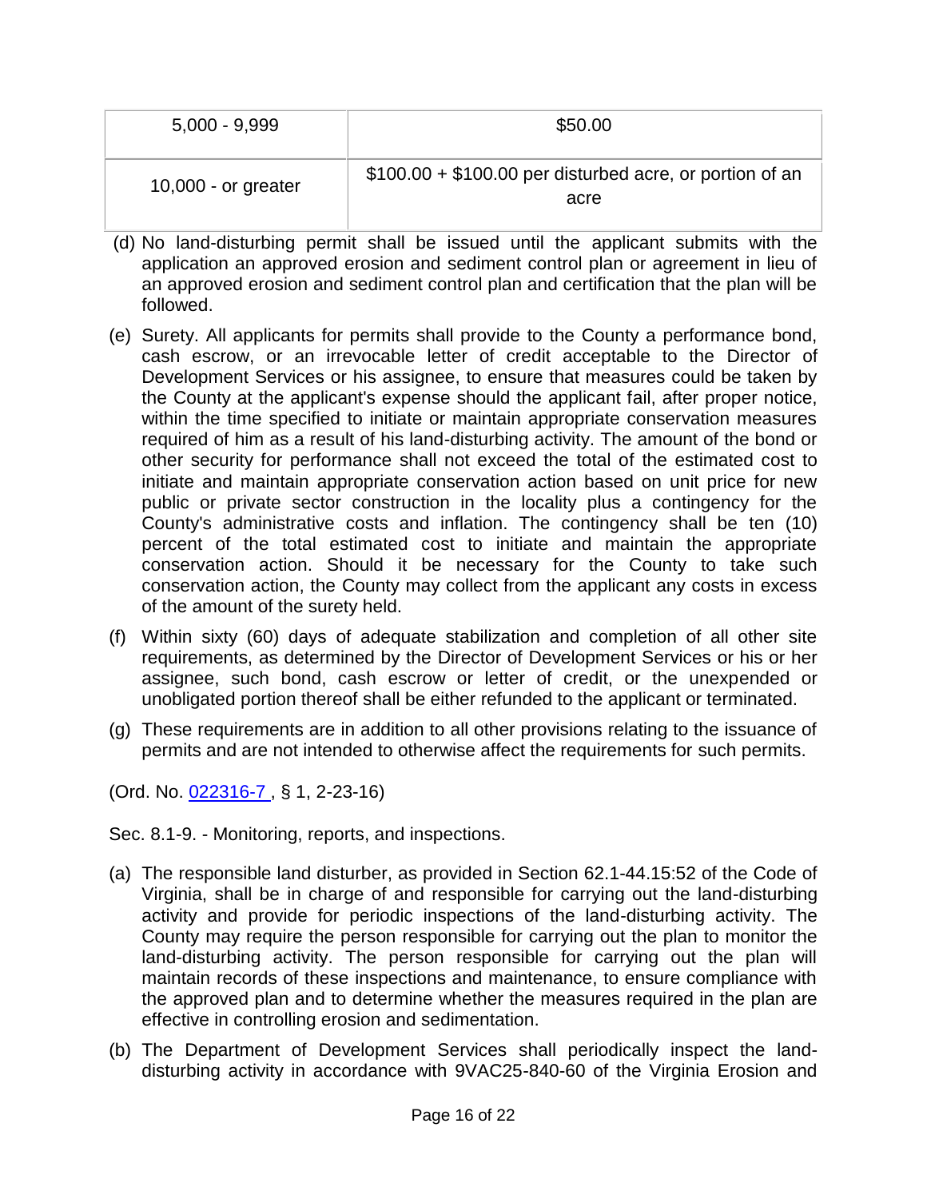| | |
|---|---|
| 5,000 - 9,999 | $50.00 |
| 10,000 - or greater | $100.00 + $100.00 per disturbed acre, or portion of an acre |

(d) No land-disturbing permit shall be issued until the applicant submits with the application an approved erosion and sediment control plan or agreement in lieu of an approved erosion and sediment control plan and certification that the plan will be followed.

(e) Surety. All applicants for permits shall provide to the County a performance bond, cash escrow, or an irrevocable letter of credit acceptable to the Director of Development Services or his assignee, to ensure that measures could be taken by the County at the applicant's expense should the applicant fail, after proper notice, within the time specified to initiate or maintain appropriate conservation measures required of him as a result of his land-disturbing activity. The amount of the bond or other security for performance shall not exceed the total of the estimated cost to initiate and maintain appropriate conservation action based on unit price for new public or private sector construction in the locality plus a contingency for the County's administrative costs and inflation. The contingency shall be ten (10) percent of the total estimated cost to initiate and maintain the appropriate conservation action. Should it be necessary for the County to take such conservation action, the County may collect from the applicant any costs in excess of the amount of the surety held.

(f) Within sixty (60) days of adequate stabilization and completion of all other site requirements, as determined by the Director of Development Services or his or her assignee, such bond, cash escrow or letter of credit, or the unexpended or unobligated portion thereof shall be either refunded to the applicant or terminated.

(g) These requirements are in addition to all other provisions relating to the issuance of permits and are not intended to otherwise affect the requirements for such permits.

(Ord. No. 022316-7 , § 1, 2-23-16)

Sec. 8.1-9. - Monitoring, reports, and inspections.

(a) The responsible land disturber, as provided in Section 62.1-44.15:52 of the Code of Virginia, shall be in charge of and responsible for carrying out the land-disturbing activity and provide for periodic inspections of the land-disturbing activity. The County may require the person responsible for carrying out the plan to monitor the land-disturbing activity. The person responsible for carrying out the plan will maintain records of these inspections and maintenance, to ensure compliance with the approved plan and to determine whether the measures required in the plan are effective in controlling erosion and sedimentation.

(b) The Department of Development Services shall periodically inspect the land-disturbing activity in accordance with 9VAC25-840-60 of the Virginia Erosion and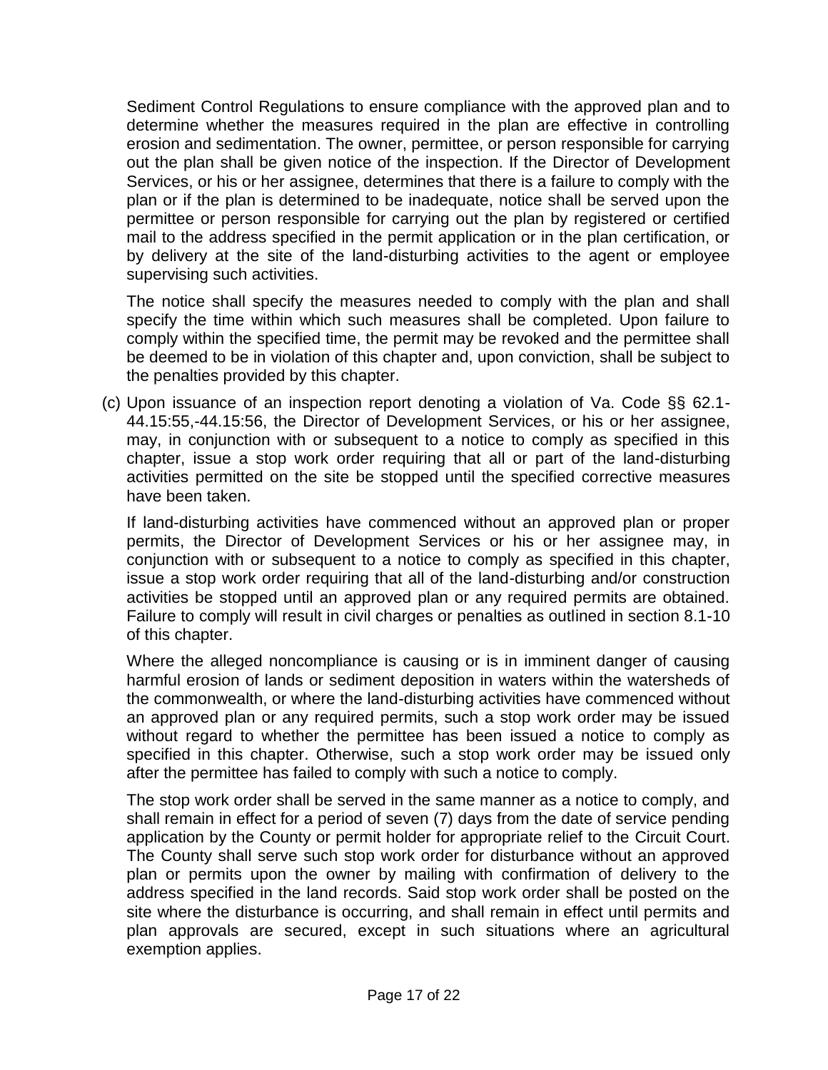Sediment Control Regulations to ensure compliance with the approved plan and to determine whether the measures required in the plan are effective in controlling erosion and sedimentation. The owner, permittee, or person responsible for carrying out the plan shall be given notice of the inspection. If the Director of Development Services, or his or her assignee, determines that there is a failure to comply with the plan or if the plan is determined to be inadequate, notice shall be served upon the permittee or person responsible for carrying out the plan by registered or certified mail to the address specified in the permit application or in the plan certification, or by delivery at the site of the land-disturbing activities to the agent or employee supervising such activities.

The notice shall specify the measures needed to comply with the plan and shall specify the time within which such measures shall be completed. Upon failure to comply within the specified time, the permit may be revoked and the permittee shall be deemed to be in violation of this chapter and, upon conviction, shall be subject to the penalties provided by this chapter.

(c) Upon issuance of an inspection report denoting a violation of Va. Code §§ 62.1-44.15:55,-44.15:56, the Director of Development Services, or his or her assignee, may, in conjunction with or subsequent to a notice to comply as specified in this chapter, issue a stop work order requiring that all or part of the land-disturbing activities permitted on the site be stopped until the specified corrective measures have been taken.

If land-disturbing activities have commenced without an approved plan or proper permits, the Director of Development Services or his or her assignee may, in conjunction with or subsequent to a notice to comply as specified in this chapter, issue a stop work order requiring that all of the land-disturbing and/or construction activities be stopped until an approved plan or any required permits are obtained. Failure to comply will result in civil charges or penalties as outlined in section 8.1-10 of this chapter.

Where the alleged noncompliance is causing or is in imminent danger of causing harmful erosion of lands or sediment deposition in waters within the watersheds of the commonwealth, or where the land-disturbing activities have commenced without an approved plan or any required permits, such a stop work order may be issued without regard to whether the permittee has been issued a notice to comply as specified in this chapter. Otherwise, such a stop work order may be issued only after the permittee has failed to comply with such a notice to comply.

The stop work order shall be served in the same manner as a notice to comply, and shall remain in effect for a period of seven (7) days from the date of service pending application by the County or permit holder for appropriate relief to the Circuit Court. The County shall serve such stop work order for disturbance without an approved plan or permits upon the owner by mailing with confirmation of delivery to the address specified in the land records. Said stop work order shall be posted on the site where the disturbance is occurring, and shall remain in effect until permits and plan approvals are secured, except in such situations where an agricultural exemption applies.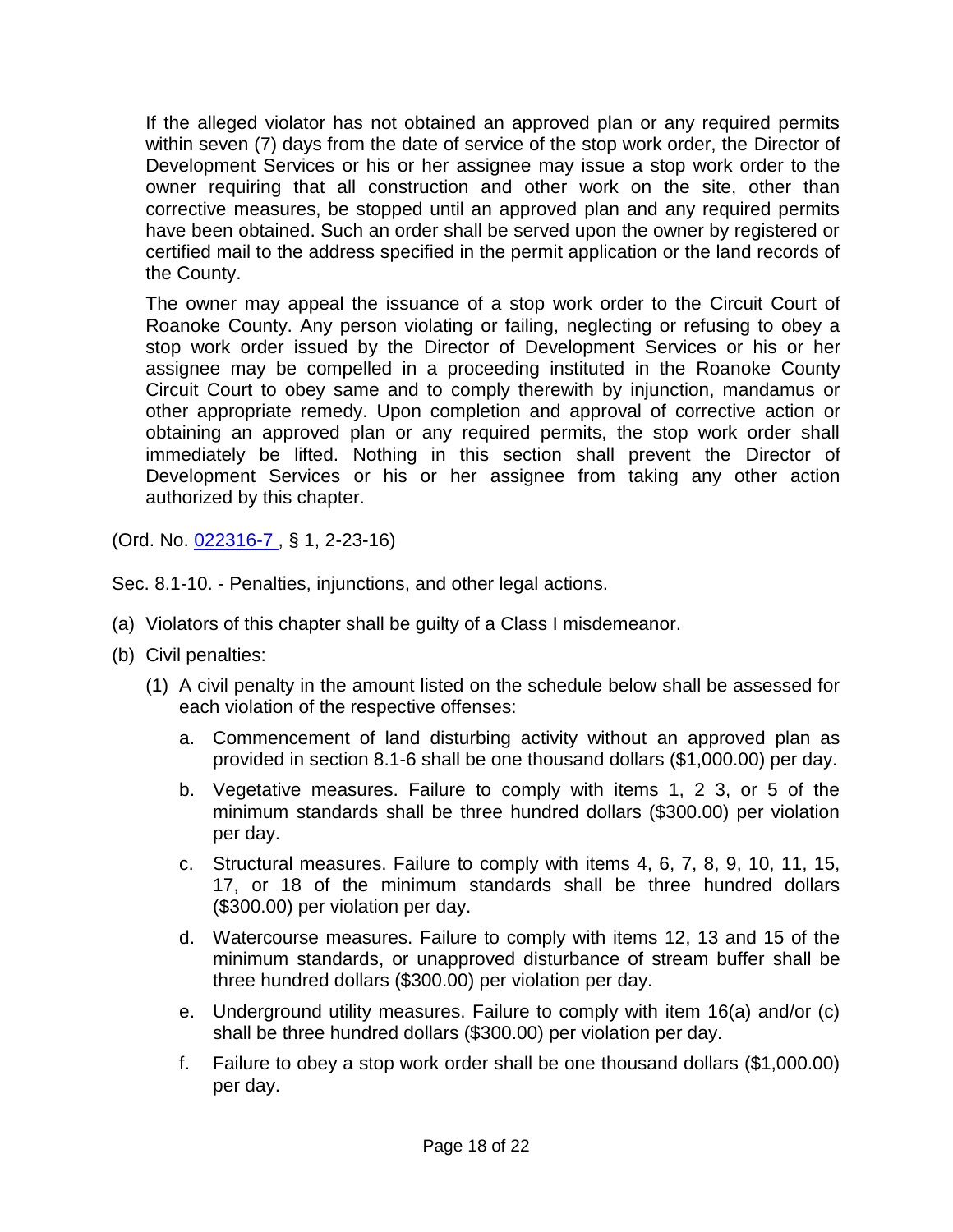If the alleged violator has not obtained an approved plan or any required permits within seven (7) days from the date of service of the stop work order, the Director of Development Services or his or her assignee may issue a stop work order to the owner requiring that all construction and other work on the site, other than corrective measures, be stopped until an approved plan and any required permits have been obtained. Such an order shall be served upon the owner by registered or certified mail to the address specified in the permit application or the land records of the County.

The owner may appeal the issuance of a stop work order to the Circuit Court of Roanoke County. Any person violating or failing, neglecting or refusing to obey a stop work order issued by the Director of Development Services or his or her assignee may be compelled in a proceeding instituted in the Roanoke County Circuit Court to obey same and to comply therewith by injunction, mandamus or other appropriate remedy. Upon completion and approval of corrective action or obtaining an approved plan or any required permits, the stop work order shall immediately be lifted. Nothing in this section shall prevent the Director of Development Services or his or her assignee from taking any other action authorized by this chapter.

(Ord. No. 022316-7 , § 1, 2-23-16)

Sec. 8.1-10. - Penalties, injunctions, and other legal actions.

(a) Violators of this chapter shall be guilty of a Class I misdemeanor.

(b) Civil penalties:

   (1) A civil penalty in the amount listed on the schedule below shall be assessed for each violation of the respective offenses:

      a. Commencement of land disturbing activity without an approved plan as provided in section 8.1-6 shall be one thousand dollars ($1,000.00) per day.

      b. Vegetative measures. Failure to comply with items 1, 2 3, or 5 of the minimum standards shall be three hundred dollars ($300.00) per violation per day.

      c. Structural measures. Failure to comply with items 4, 6, 7, 8, 9, 10, 11, 15, 17, or 18 of the minimum standards shall be three hundred dollars ($300.00) per violation per day.

      d. Watercourse measures. Failure to comply with items 12, 13 and 15 of the minimum standards, or unapproved disturbance of stream buffer shall be three hundred dollars ($300.00) per violation per day.

      e. Underground utility measures. Failure to comply with item 16(a) and/or (c) shall be three hundred dollars ($300.00) per violation per day.

      f. Failure to obey a stop work order shall be one thousand dollars ($1,000.00) per day.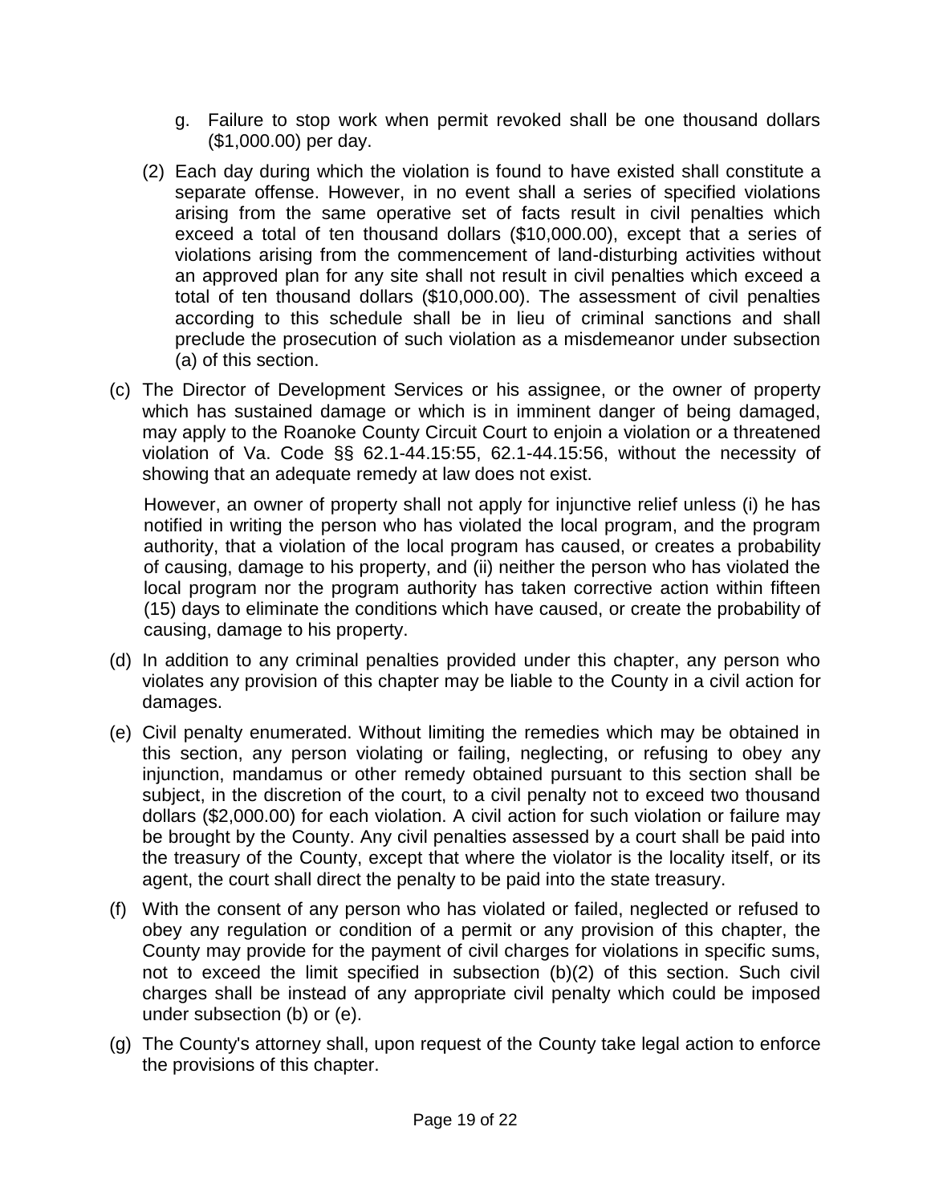g. Failure to stop work when permit revoked shall be one thousand dollars ($1,000.00) per day.

(2) Each day during which the violation is found to have existed shall constitute a separate offense. However, in no event shall a series of specified violations arising from the same operative set of facts result in civil penalties which exceed a total of ten thousand dollars ($10,000.00), except that a series of violations arising from the commencement of land-disturbing activities without an approved plan for any site shall not result in civil penalties which exceed a total of ten thousand dollars ($10,000.00). The assessment of civil penalties according to this schedule shall be in lieu of criminal sanctions and shall preclude the prosecution of such violation as a misdemeanor under subsection (a) of this section.

(c) The Director of Development Services or his assignee, or the owner of property which has sustained damage or which is in imminent danger of being damaged, may apply to the Roanoke County Circuit Court to enjoin a violation or a threatened violation of Va. Code §§ 62.1-44.15:55, 62.1-44.15:56, without the necessity of showing that an adequate remedy at law does not exist.

However, an owner of property shall not apply for injunctive relief unless (i) he has notified in writing the person who has violated the local program, and the program authority, that a violation of the local program has caused, or creates a probability of causing, damage to his property, and (ii) neither the person who has violated the local program nor the program authority has taken corrective action within fifteen (15) days to eliminate the conditions which have caused, or create the probability of causing, damage to his property.

(d) In addition to any criminal penalties provided under this chapter, any person who violates any provision of this chapter may be liable to the County in a civil action for damages.

(e) Civil penalty enumerated. Without limiting the remedies which may be obtained in this section, any person violating or failing, neglecting, or refusing to obey any injunction, mandamus or other remedy obtained pursuant to this section shall be subject, in the discretion of the court, to a civil penalty not to exceed two thousand dollars ($2,000.00) for each violation. A civil action for such violation or failure may be brought by the County. Any civil penalties assessed by a court shall be paid into the treasury of the County, except that where the violator is the locality itself, or its agent, the court shall direct the penalty to be paid into the state treasury.

(f) With the consent of any person who has violated or failed, neglected or refused to obey any regulation or condition of a permit or any provision of this chapter, the County may provide for the payment of civil charges for violations in specific sums, not to exceed the limit specified in subsection (b)(2) of this section. Such civil charges shall be instead of any appropriate civil penalty which could be imposed under subsection (b) or (e).

(g) The County's attorney shall, upon request of the County take legal action to enforce the provisions of this chapter.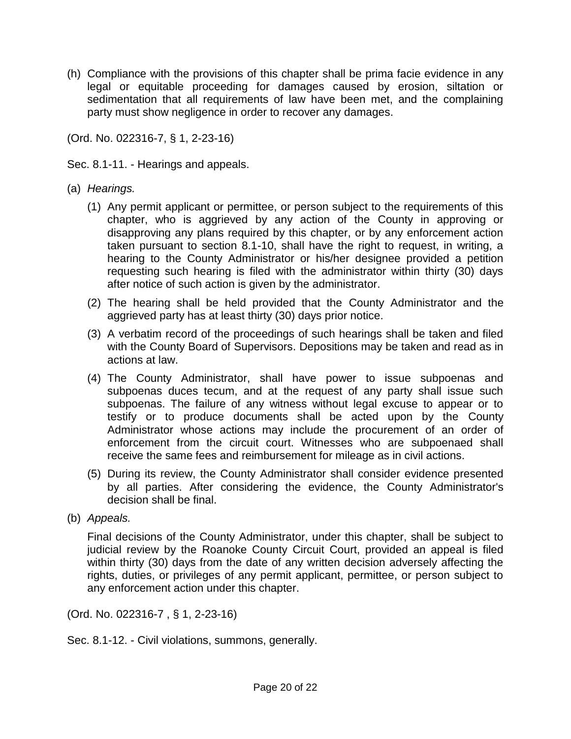(h) Compliance with the provisions of this chapter shall be prima facie evidence in any legal or equitable proceeding for damages caused by erosion, siltation or sedimentation that all requirements of law have been met, and the complaining party must show negligence in order to recover any damages.

(Ord. No. 022316-7, § 1, 2-23-16)

Sec. 8.1-11. - Hearings and appeals.

(a) *Hearings.*

   (1) Any permit applicant or permittee, or person subject to the requirements of this chapter, who is aggrieved by any action of the County in approving or disapproving any plans required by this chapter, or by any enforcement action taken pursuant to section 8.1-10, shall have the right to request, in writing, a hearing to the County Administrator or his/her designee provided a petition requesting such hearing is filed with the administrator within thirty (30) days after notice of such action is given by the administrator.

   (2) The hearing shall be held provided that the County Administrator and the aggrieved party has at least thirty (30) days prior notice.

   (3) A verbatim record of the proceedings of such hearings shall be taken and filed with the County Board of Supervisors. Depositions may be taken and read as in actions at law.

   (4) The County Administrator, shall have power to issue subpoenas and subpoenas duces tecum, and at the request of any party shall issue such subpoenas. The failure of any witness without legal excuse to appear or to testify or to produce documents shall be acted upon by the County Administrator whose actions may include the procurement of an order of enforcement from the circuit court. Witnesses who are subpoenaed shall receive the same fees and reimbursement for mileage as in civil actions.

   (5) During its review, the County Administrator shall consider evidence presented by all parties. After considering the evidence, the County Administrator's decision shall be final.

(b) *Appeals.*

   Final decisions of the County Administrator, under this chapter, shall be subject to judicial review by the Roanoke County Circuit Court, provided an appeal is filed within thirty (30) days from the date of any written decision adversely affecting the rights, duties, or privileges of any permit applicant, permittee, or person subject to any enforcement action under this chapter.

(Ord. No. 022316-7 , § 1, 2-23-16)

Sec. 8.1-12. - Civil violations, summons, generally.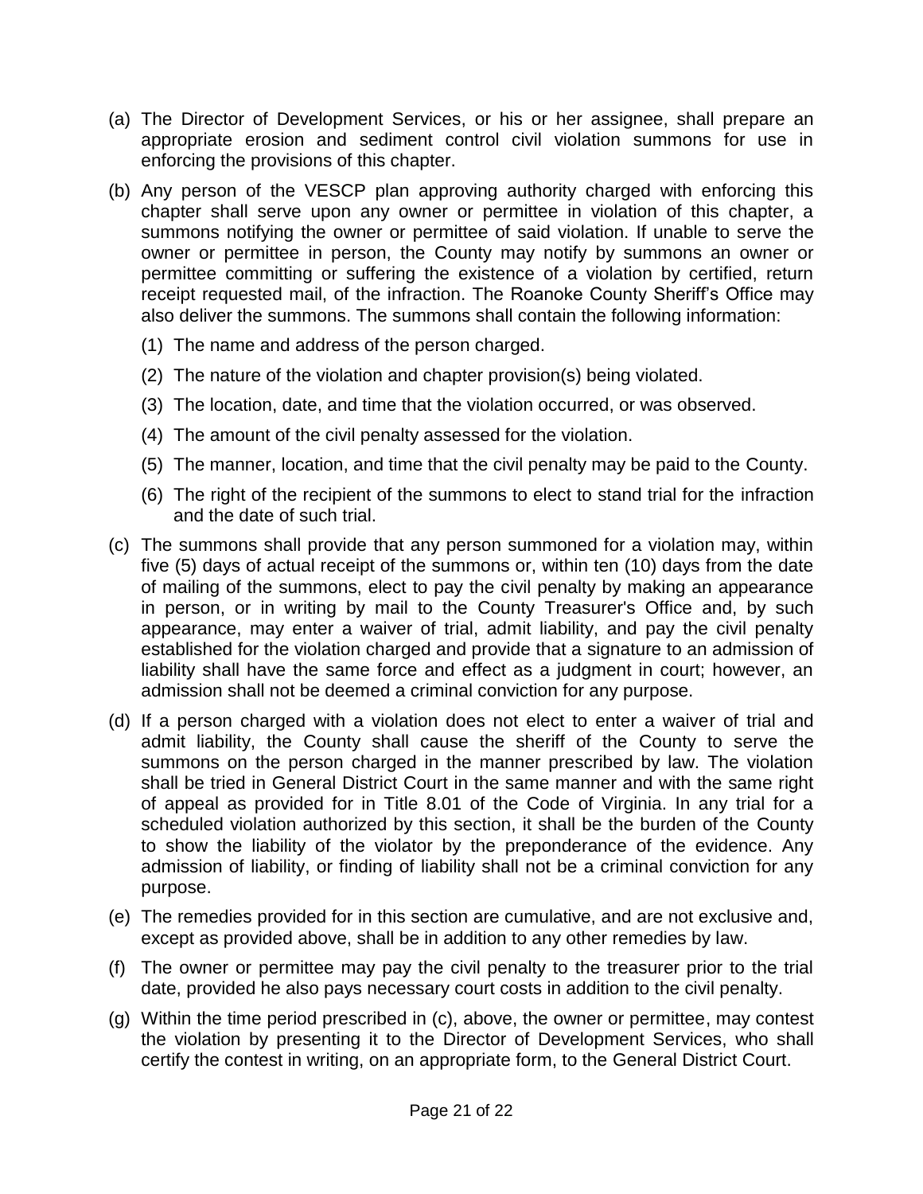(a) The Director of Development Services, or his or her assignee, shall prepare an appropriate erosion and sediment control civil violation summons for use in enforcing the provisions of this chapter.

(b) Any person of the VESCP plan approving authority charged with enforcing this chapter shall serve upon any owner or permittee in violation of this chapter, a summons notifying the owner or permittee of said violation. If unable to serve the owner or permittee in person, the County may notify by summons an owner or permittee committing or suffering the existence of a violation by certified, return receipt requested mail, of the infraction. The Roanoke County Sheriff's Office may also deliver the summons. The summons shall contain the following information:

   (1) The name and address of the person charged.

   (2) The nature of the violation and chapter provision(s) being violated.

   (3) The location, date, and time that the violation occurred, or was observed.

   (4) The amount of the civil penalty assessed for the violation.

   (5) The manner, location, and time that the civil penalty may be paid to the County.

   (6) The right of the recipient of the summons to elect to stand trial for the infraction and the date of such trial.

(c) The summons shall provide that any person summoned for a violation may, within five (5) days of actual receipt of the summons or, within ten (10) days from the date of mailing of the summons, elect to pay the civil penalty by making an appearance in person, or in writing by mail to the County Treasurer's Office and, by such appearance, may enter a waiver of trial, admit liability, and pay the civil penalty established for the violation charged and provide that a signature to an admission of liability shall have the same force and effect as a judgment in court; however, an admission shall not be deemed a criminal conviction for any purpose.

(d) If a person charged with a violation does not elect to enter a waiver of trial and admit liability, the County shall cause the sheriff of the County to serve the summons on the person charged in the manner prescribed by law. The violation shall be tried in General District Court in the same manner and with the same right of appeal as provided for in Title 8.01 of the Code of Virginia. In any trial for a scheduled violation authorized by this section, it shall be the burden of the County to show the liability of the violator by the preponderance of the evidence. Any admission of liability, or finding of liability shall not be a criminal conviction for any purpose.

(e) The remedies provided for in this section are cumulative, and are not exclusive and, except as provided above, shall be in addition to any other remedies by law.

(f) The owner or permittee may pay the civil penalty to the treasurer prior to the trial date, provided he also pays necessary court costs in addition to the civil penalty.

(g) Within the time period prescribed in (c), above, the owner or permittee, may contest the violation by presenting it to the Director of Development Services, who shall certify the contest in writing, on an appropriate form, to the General District Court.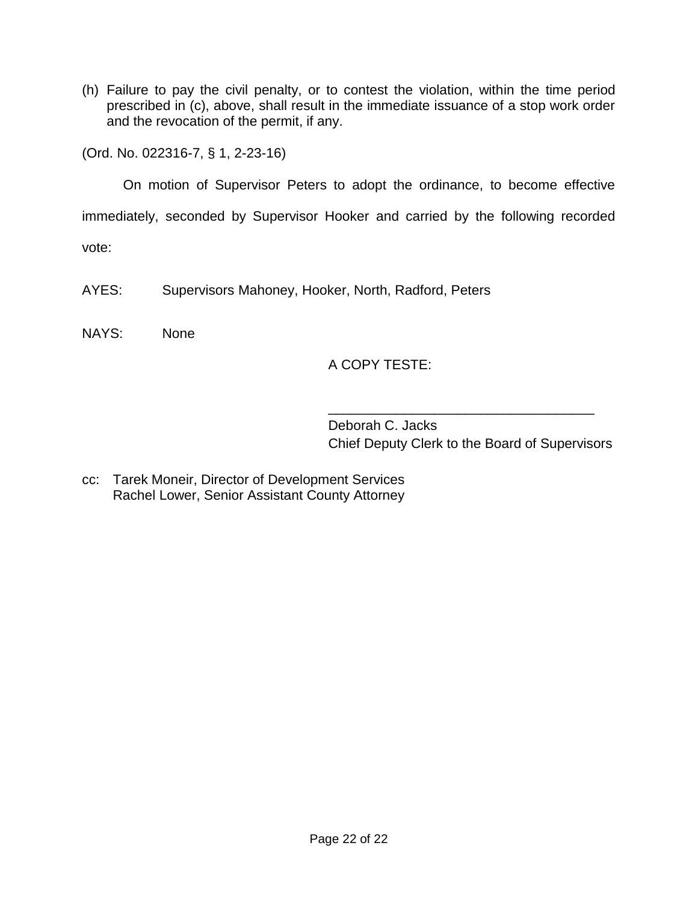(h) Failure to pay the civil penalty, or to contest the violation, within the time period prescribed in (c), above, shall result in the immediate issuance of a stop work order and the revocation of the permit, if any.

(Ord. No. 022316-7, § 1, 2-23-16)

On motion of Supervisor Peters to adopt the ordinance, to become effective immediately, seconded by Supervisor Hooker and carried by the following recorded vote:

AYES: Supervisors Mahoney, Hooker, North, Radford, Peters

NAYS: None

A COPY TESTE:

___________________________________
Deborah C. Jacks
Chief Deputy Clerk to the Board of Supervisors

cc: Tarek Moneir, Director of Development Services
Rachel Lower, Senior Assistant County Attorney